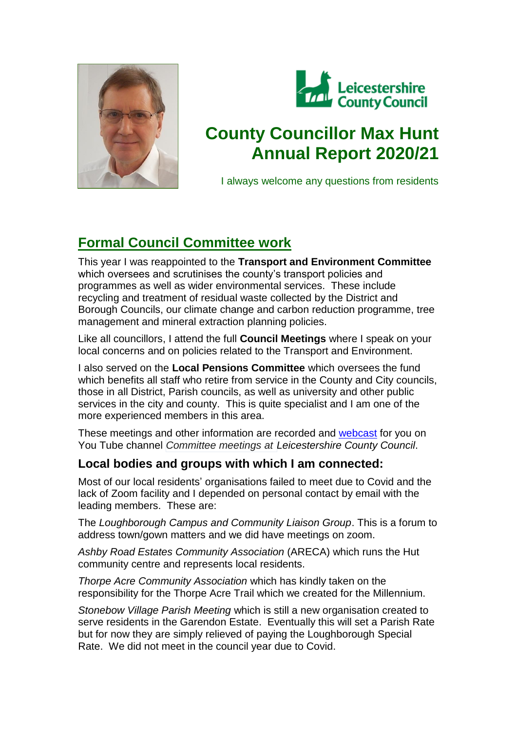# County Councillor Max Hunt Annual Report 2020/21

I always welcome any questions from residents

## Formal Council Committee work

This year I was reappointed to the **Transport and Environment Committee** which oversees and scrutinises the county's transport policies and programmes as well as wider environmental services. These include recycling and treatment of residual waste collected by the District and Borough Councils, our climate change and carbon reduction programme, tree management and mineral extraction planning policies.

Like all councillors, I attend the full **Council Meetings** where I speak on your local concerns and on policies related to the Transport and Environment.

I also served on the **Local Pensions Committee** which oversees the fund which benefits all staff who retire from service in the County and City councils, those in all District, Parish councils, as well as university and other public services in the city and county. This is quite specialist and I am one of the more experienced members in this area.

These meetings and other information are recorded and webcast for you on You Tube channel *Committee meetings at Leicestershire County Council*.

### Local bodies and groups with which I am connected:

Most of our local residents' organisations failed to meet due to Covid and the lack of Zoom facility and I depended on personal contact by email with the leading members. These are:

The *Loughborough Campus and Community Liaison Group*. This is a forum to address town/gown matters and we did have meetings on zoom.

*Ashby Road Estates Community Association* (ARECA) which runs the Hut community centre and represents local residents.

*Thorpe Acre Community Association* which has kindly taken on the responsibility for the Thorpe Acre Trail which we created for the Millennium.

*Stonebow Village Parish Meeting* which is still a new organisation created to serve residents in the Garendon Estate. Eventually this will set a Parish Rate but for now they are simply relieved of paying the Loughborough Special Rate. We did not meet in the council year due to Covid.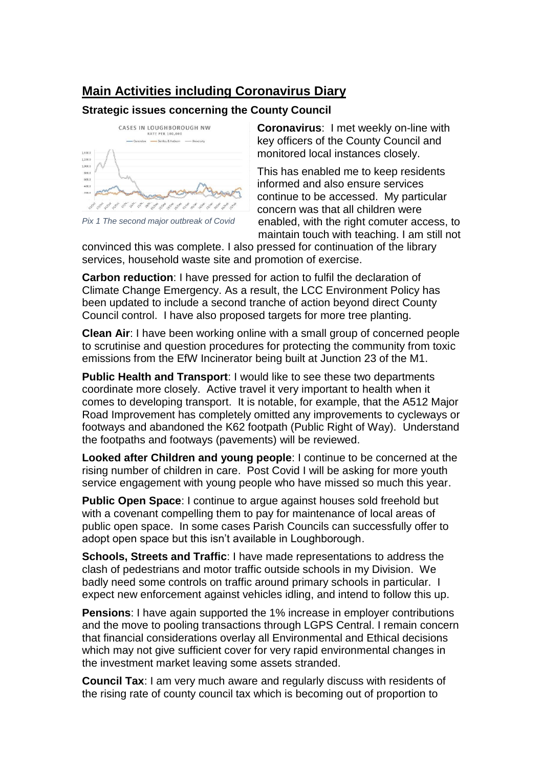## Main Activities including Coronavirus Diary

### Strategic issues concerning the County Council

Pix 1 The second major outbreak of Covid

**Coronavirus**: I met weekly on-line with key officers of the County Council and monitored local instances closely.

This has enabled me to keep residents informed and also ensure services continue to be accessed. My particular concern was that all children were enabled, with the right comuter access, to maintain touch with teaching. I am still not convinced this was complete. I also pressed for continuation of the library services, household waste site and promotion of exercise.

**Carbon reduction**: I have pressed for action to fulfil the declaration of Climate Change Emergency. As a result, the LCC Environment Policy has been updated to include a second tranche of action beyond direct County Council control. I have also proposed targets for more tree planting.

**Clean Air**: I have been working online with a small group of concerned people to scrutinise and question procedures for protecting the community from toxic emissions from the EfW Incinerator being built at Junction 23 of the M1.

**Public Health and Transport**: I would like to see these two departments coordinate more closely. Active travel it very important to health when it comes to developing transport. It is notable, for example, that the A512 Major Road Improvement has completely omitted any improvements to cycleways or footways and abandoned the K62 footpath (Public Right of Way). Understand the footpaths and footways (pavements) will be reviewed.

**Looked after Children and young people**: I continue to be concerned at the rising number of children in care. Post Covid I will be asking for more youth service engagement with young people who have missed so much this year.

**Public Open Space**: I continue to argue against houses sold freehold but with a covenant compelling them to pay for maintenance of local areas of public open space. In some cases Parish Councils can successfully offer to adopt open space but this isn't available in Loughborough.

**Schools, Streets and Traffic**: I have made representations to address the clash of pedestrians and motor traffic outside schools in my Division. We badly need some controls on traffic around primary schools in particular. I expect new enforcement against vehicles idling, and intend to follow this up.

**Pensions**: I have again supported the 1% increase in employer contributions and the move to pooling transactions through LGPS Central. I remain concern that financial considerations overlay all Environmental and Ethical decisions which may not give sufficient cover for very rapid environmental changes in the investment market leaving some assets stranded.

**Council Tax**: I am very much aware and regularly discuss with residents of the rising rate of county council tax which is becoming out of proportion to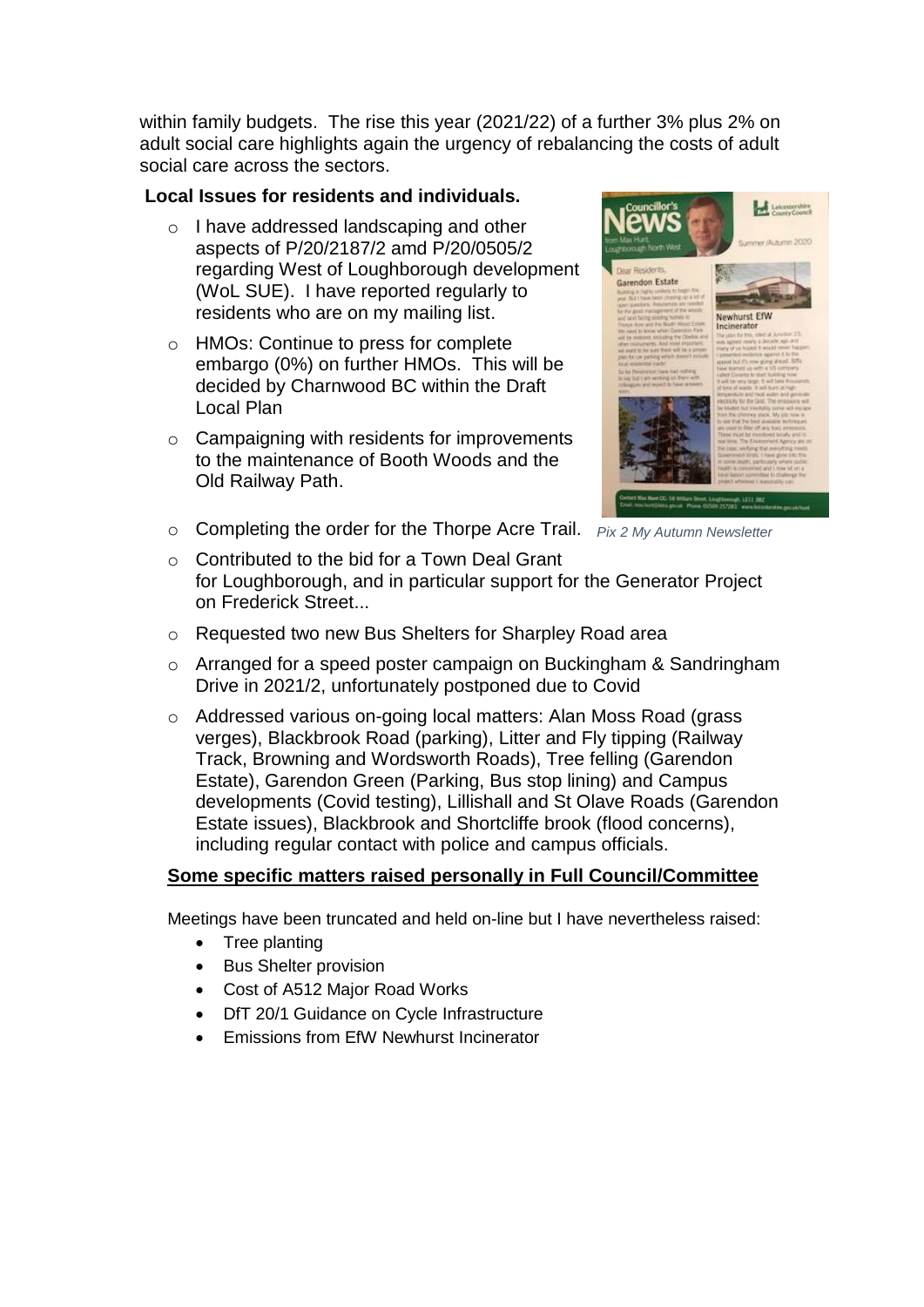within family budgets. The rise this year (2021/22) of a further 3% plus 2% on adult social care highlights again the urgency of rebalancing the costs of adult social care across the sectors.

**Local Issues for residents and individuals.**

- I have addressed landscaping and other aspects of P/20/2187/2 amd P/20/0505/2 regarding West of Loughborough development (WoL SUE). I have reported regularly to residents who are on my mailing list.
- HMOs: Continue to press for complete embargo (0%) on further HMOs. This will be decided by Charnwood BC within the Draft Local Plan
- Campaigning with residents for improvements to the maintenance of Booth Woods and the Old Railway Path.
- Completing the order for the Thorpe Acre Trail.
- Contributed to the bid for a Town Deal Grant for Loughborough, and in particular support for the Generator Project on Frederick Street...
- Requested two new Bus Shelters for Sharpley Road area
- Arranged for a speed poster campaign on Buckingham & Sandringham Drive in 2021/2, unfortunately postponed due to Covid
- Addressed various on-going local matters: Alan Moss Road (grass verges), Blackbrook Road (parking), Litter and Fly tipping (Railway Track, Browning and Wordsworth Roads), Tree felling (Garendon Estate), Garendon Green (Parking, Bus stop lining) and Campus developments (Covid testing), Lillishall and St Olave Roads (Garendon Estate issues), Blackbrook and Shortcliffe brook (flood concerns), including regular contact with police and campus officials.

*Pix 2 My Autumn Newsletter*

**Some specific matters raised personally in Full Council/Committee**

Meetings have been truncated and held on-line but I have nevertheless raised:

- Tree planting
- Bus Shelter provision
- Cost of A512 Major Road Works
- DfT 20/1 Guidance on Cycle Infrastructure
- Emissions from EfW Newhurst Incinerator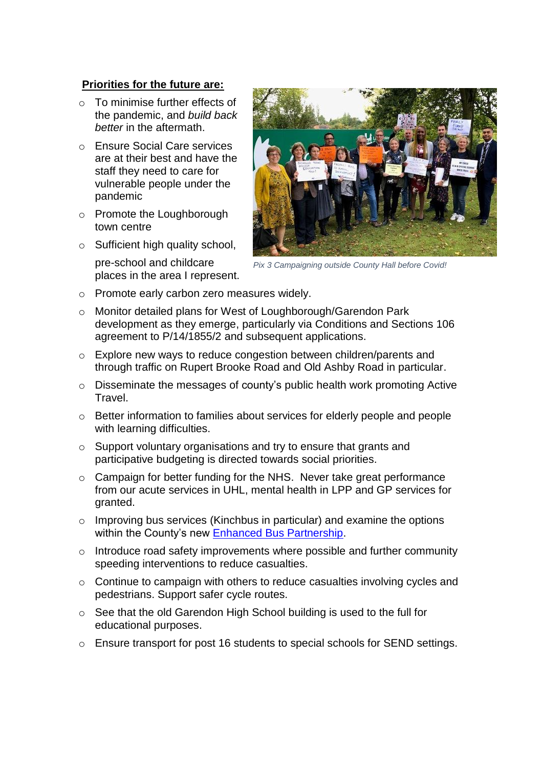**Priorities for the future are:**

- To minimise further effects of the pandemic, and *build back better* in the aftermath.
- Ensure Social Care services are at their best and have the staff they need to care for vulnerable people under the pandemic
- Promote the Loughborough town centre
- Sufficient high quality school, pre-school and childcare places in the area I represent.

*Pix 3 Campaigning outside County Hall before Covid!*

- Promote early carbon zero measures widely.
- Monitor detailed plans for West of Loughborough/Garendon Park development as they emerge, particularly via Conditions and Sections 106 agreement to P/14/1855/2 and subsequent applications.
- Explore new ways to reduce congestion between children/parents and through traffic on Rupert Brooke Road and Old Ashby Road in particular.
- Disseminate the messages of county's public health work promoting Active Travel.
- Better information to families about services for elderly people and people with learning difficulties.
- Support voluntary organisations and try to ensure that grants and participative budgeting is directed towards social priorities.
- Campaign for better funding for the NHS. Never take great performance from our acute services in UHL, mental health in LPP and GP services for granted.
- Improving bus services (Kinchbus in particular) and examine the options within the County's new Enhanced Bus Partnership.
- Introduce road safety improvements where possible and further community speeding interventions to reduce casualties.
- Continue to campaign with others to reduce casualties involving cycles and pedestrians. Support safer cycle routes.
- See that the old Garendon High School building is used to the full for educational purposes.
- Ensure transport for post 16 students to special schools for SEND settings.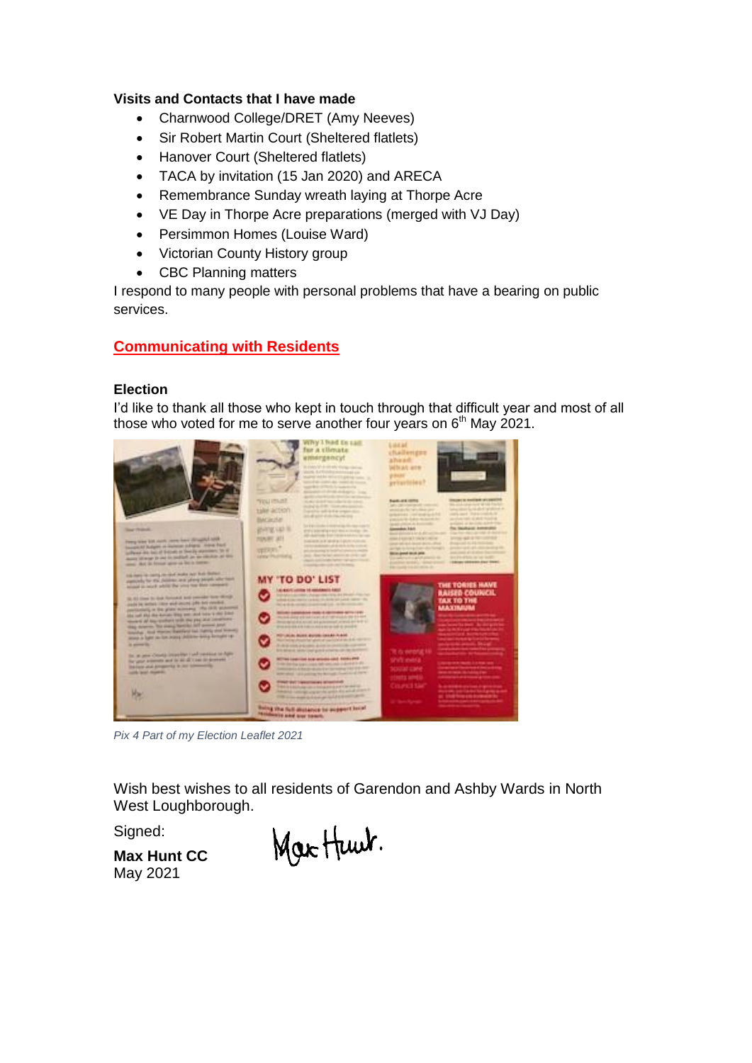**Visits and Contacts that I have made**

- Charnwood College/DRET (Amy Neeves)
- Sir Robert Martin Court (Sheltered flatlets)
- Hanover Court (Sheltered flatlets)
- TACA by invitation (15 Jan 2020) and ARECA
- Remembrance Sunday wreath laying at Thorpe Acre
- VE Day in Thorpe Acre preparations (merged with VJ Day)
- Persimmon Homes (Louise Ward)
- Victorian County History group
- CBC Planning matters

I respond to many people with personal problems that have a bearing on public services.

## Communicating with Residents

**Election**

I'd like to thank all those who kept in touch through that difficult year and most of all those who voted for me to serve another four years on 6th May 2021.

*Pix 4 Part of my Election Leaflet 2021*

Wish best wishes to all residents of Garendon and Ashby Wards in North West Loughborough.

Signed:

**Max Hunt CC**
May 2021